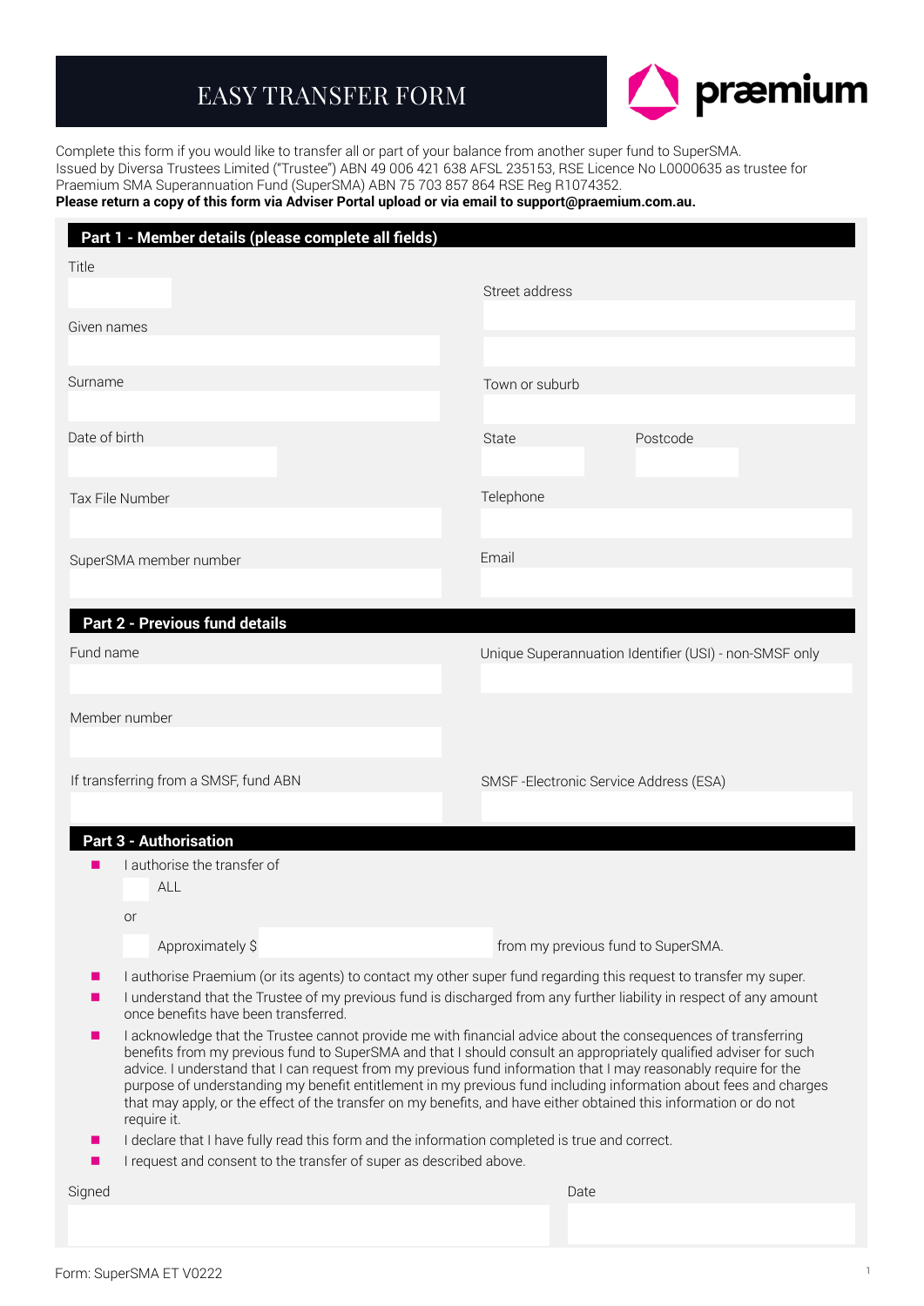# EASY TRANSFER FORM

præmium

Complete this form if you would like to transfer all or part of your balance from another super fund to SuperSMA.
Issued by Diversa Trustees Limited ("Trustee") ABN 49 006 421 638 AFSL 235153, RSE Licence No L0000635 as trustee for Praemium SMA Superannuation Fund (SuperSMA) ABN 75 703 857 864 RSE Reg R1074352.
**Please return a copy of this form via Adviser Portal upload or via email to support@praemium.com.au.**

## Part 1 - Member details (please complete all fields)

Title

Given names

Surname

Date of birth

Tax File Number

SuperSMA member number

Street address

Town or suburb

State

Postcode

Telephone

Email

## Part 2 - Previous fund details

Fund name

Unique Superannuation Identifier (USI) - non-SMSF only

Member number

If transferring from a SMSF, fund ABN

SMSF -Electronic Service Address (ESA)

## Part 3 - Authorisation

- I authorise the transfer of
  - ☐ ALL
  - or
  - ☐ Approximately $ \_\_\_\_\_\_\_\_ from my previous fund to SuperSMA.
- I authorise Praemium (or its agents) to contact my other super fund regarding this request to transfer my super.
- I understand that the Trustee of my previous fund is discharged from any further liability in respect of any amount once benefits have been transferred.
- I acknowledge that the Trustee cannot provide me with financial advice about the consequences of transferring benefits from my previous fund to SuperSMA and that I should consult an appropriately qualified adviser for such advice. I understand that I can request from my previous fund information that I may reasonably require for the purpose of understanding my benefit entitlement in my previous fund including information about fees and charges that may apply, or the effect of the transfer on my benefits, and have either obtained this information or do not require it.
- I declare that I have fully read this form and the information completed is true and correct.
- I request and consent to the transfer of super as described above.

Signed

Date

Form: SuperSMA ET V0222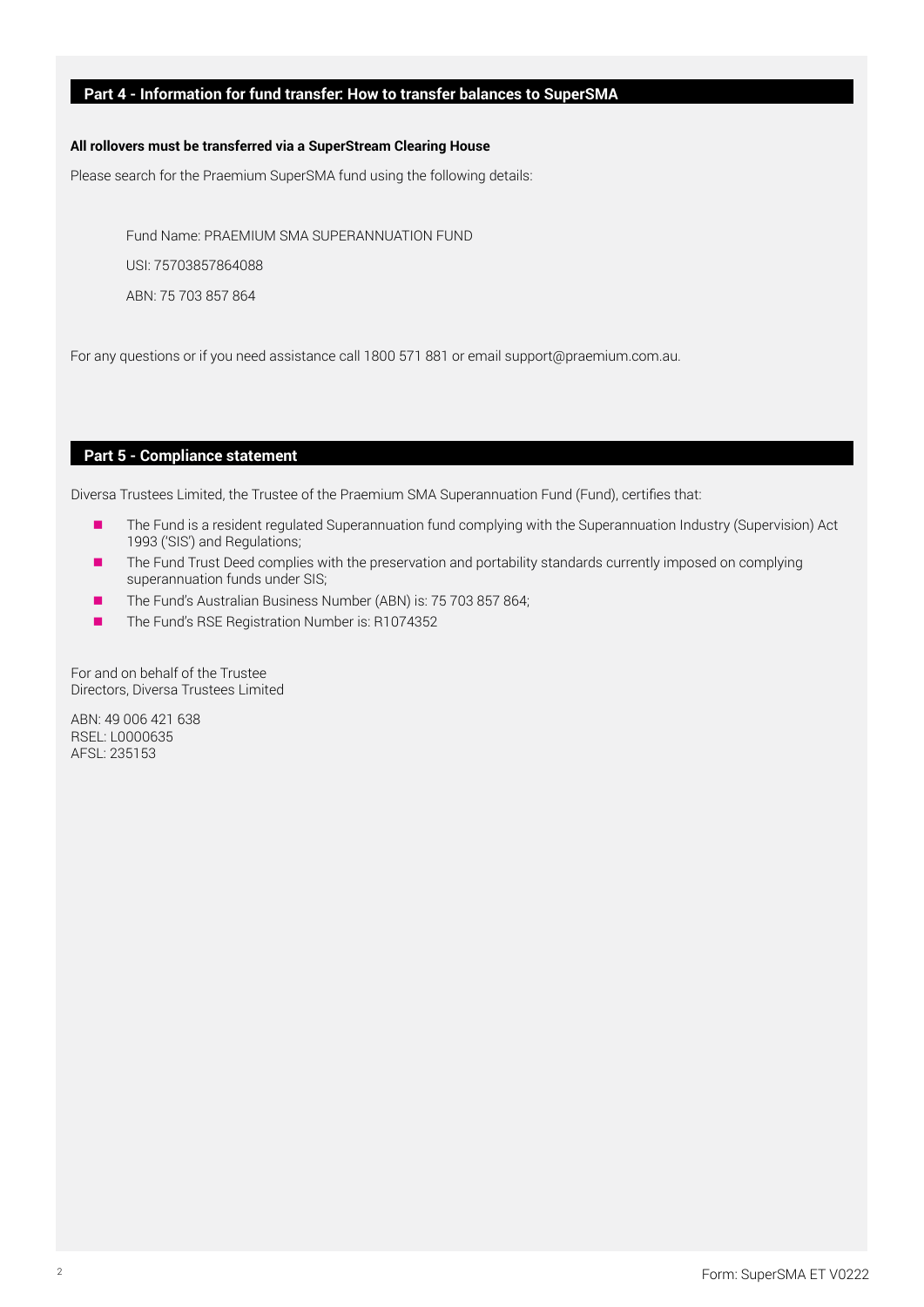## Part 4 - Information for fund transfer: How to transfer balances to SuperSMA

**All rollovers must be transferred via a SuperStream Clearing House**

Please search for the Praemium SuperSMA fund using the following details:

Fund Name: PRAEMIUM SMA SUPERANNUATION FUND

USI: 75703857864088

ABN: 75 703 857 864

For any questions or if you need assistance call 1800 571 881 or email support@praemium.com.au.

## Part 5 - Compliance statement

Diversa Trustees Limited, the Trustee of the Praemium SMA Superannuation Fund (Fund), certifies that:

- The Fund is a resident regulated Superannuation fund complying with the Superannuation Industry (Supervision) Act 1993 ('SIS') and Regulations;
- The Fund Trust Deed complies with the preservation and portability standards currently imposed on complying superannuation funds under SIS;
- The Fund's Australian Business Number (ABN) is: 75 703 857 864;
- The Fund's RSE Registration Number is: R1074352

For and on behalf of the Trustee
Directors, Diversa Trustees Limited

ABN: 49 006 421 638
RSEL: L0000635
AFSL: 235153

Form: SuperSMA ET V0222